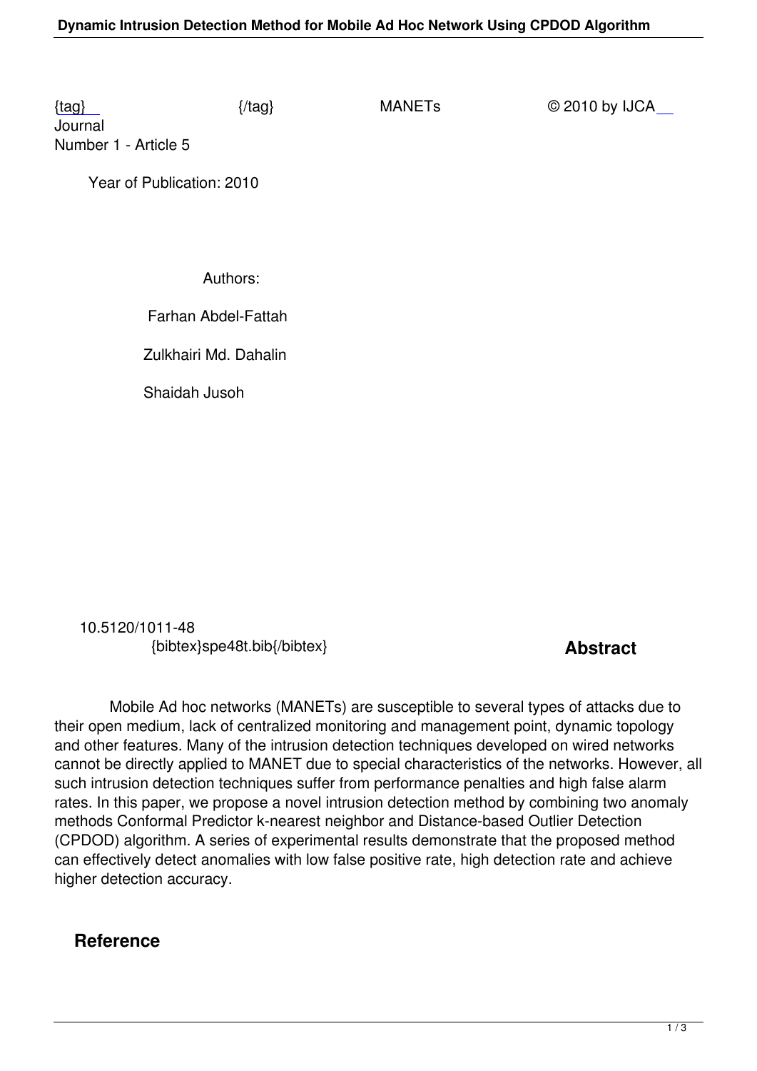{tag} {/tag} MANETs © 2010 by IJCA Journal
Number 1 - Article 5

Year of Publication: 2010

Authors:

Farhan Abdel-Fattah

Zulkhairi Md. Dahalin

Shaidah Jusoh

10.5120/1011-48
{bibtex}spe48t.bib{/bibtex}

## Abstract

Mobile Ad hoc networks (MANETs) are susceptible to several types of attacks due to their open medium, lack of centralized monitoring and management point, dynamic topology and other features. Many of the intrusion detection techniques developed on wired networks cannot be directly applied to MANET due to special characteristics of the networks. However, all such intrusion detection techniques suffer from performance penalties and high false alarm rates. In this paper, we propose a novel intrusion detection method by combining two anomaly methods Conformal Predictor k-nearest neighbor and Distance-based Outlier Detection (CPDOD) algorithm. A series of experimental results demonstrate that the proposed method can effectively detect anomalies with low false positive rate, high detection rate and achieve higher detection accuracy.

## Reference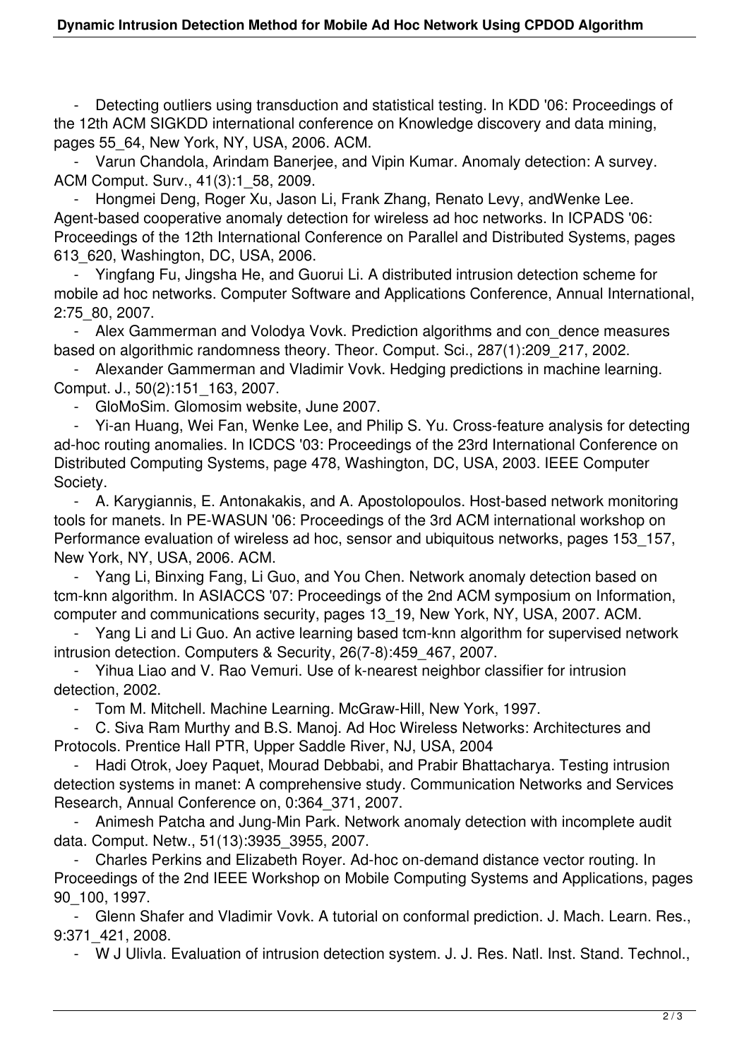- Detecting outliers using transduction and statistical testing. In KDD '06: Proceedings of the 12th ACM SIGKDD international conference on Knowledge discovery and data mining, pages 55_64, New York, NY, USA, 2006. ACM.
- Varun Chandola, Arindam Banerjee, and Vipin Kumar. Anomaly detection: A survey. ACM Comput. Surv., 41(3):1_58, 2009.
- Hongmei Deng, Roger Xu, Jason Li, Frank Zhang, Renato Levy, andWenke Lee. Agent-based cooperative anomaly detection for wireless ad hoc networks. In ICPADS '06: Proceedings of the 12th International Conference on Parallel and Distributed Systems, pages 613_620, Washington, DC, USA, 2006.
- Yingfang Fu, Jingsha He, and Guorui Li. A distributed intrusion detection scheme for mobile ad hoc networks. Computer Software and Applications Conference, Annual International, 2:75_80, 2007.
- Alex Gammerman and Volodya Vovk. Prediction algorithms and con_dence measures based on algorithmic randomness theory. Theor. Comput. Sci., 287(1):209_217, 2002.
- Alexander Gammerman and Vladimir Vovk. Hedging predictions in machine learning. Comput. J., 50(2):151_163, 2007.
- GloMoSim. Glomosim website, June 2007.
- Yi-an Huang, Wei Fan, Wenke Lee, and Philip S. Yu. Cross-feature analysis for detecting ad-hoc routing anomalies. In ICDCS '03: Proceedings of the 23rd International Conference on Distributed Computing Systems, page 478, Washington, DC, USA, 2003. IEEE Computer Society.
- A. Karygiannis, E. Antonakakis, and A. Apostolopoulos. Host-based network monitoring tools for manets. In PE-WASUN '06: Proceedings of the 3rd ACM international workshop on Performance evaluation of wireless ad hoc, sensor and ubiquitous networks, pages 153_157, New York, NY, USA, 2006. ACM.
- Yang Li, Binxing Fang, Li Guo, and You Chen. Network anomaly detection based on tcm-knn algorithm. In ASIACCS '07: Proceedings of the 2nd ACM symposium on Information, computer and communications security, pages 13_19, New York, NY, USA, 2007. ACM.
- Yang Li and Li Guo. An active learning based tcm-knn algorithm for supervised network intrusion detection. Computers & Security, 26(7-8):459_467, 2007.
- Yihua Liao and V. Rao Vemuri. Use of k-nearest neighbor classifier for intrusion detection, 2002.
- Tom M. Mitchell. Machine Learning. McGraw-Hill, New York, 1997.
- C. Siva Ram Murthy and B.S. Manoj. Ad Hoc Wireless Networks: Architectures and Protocols. Prentice Hall PTR, Upper Saddle River, NJ, USA, 2004
- Hadi Otrok, Joey Paquet, Mourad Debbabi, and Prabir Bhattacharya. Testing intrusion detection systems in manet: A comprehensive study. Communication Networks and Services Research, Annual Conference on, 0:364_371, 2007.
- Animesh Patcha and Jung-Min Park. Network anomaly detection with incomplete audit data. Comput. Netw., 51(13):3935_3955, 2007.
- Charles Perkins and Elizabeth Royer. Ad-hoc on-demand distance vector routing. In Proceedings of the 2nd IEEE Workshop on Mobile Computing Systems and Applications, pages 90_100, 1997.
- Glenn Shafer and Vladimir Vovk. A tutorial on conformal prediction. J. Mach. Learn. Res., 9:371_421, 2008.
- W J Ulivla. Evaluation of intrusion detection system. J. J. Res. Natl. Inst. Stand. Technol.,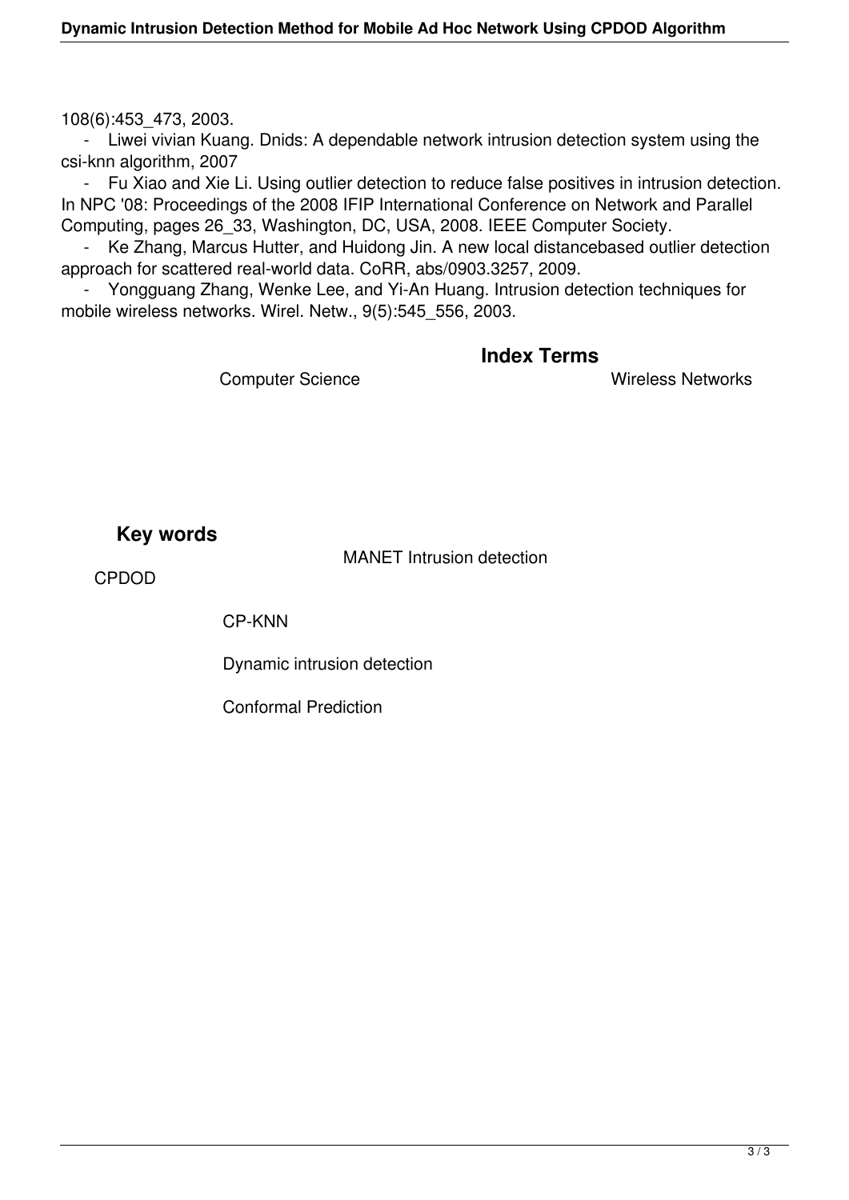108(6):453_473, 2003.

- Liwei vivian Kuang. Dnids: A dependable network intrusion detection system using the csi-knn algorithm, 2007
- Fu Xiao and Xie Li. Using outlier detection to reduce false positives in intrusion detection. In NPC '08: Proceedings of the 2008 IFIP International Conference on Network and Parallel Computing, pages 26_33, Washington, DC, USA, 2008. IEEE Computer Society.
- Ke Zhang, Marcus Hutter, and Huidong Jin. A new local distancebased outlier detection approach for scattered real-world data. CoRR, abs/0903.3257, 2009.
- Yongguang Zhang, Wenke Lee, and Yi-An Huang. Intrusion detection techniques for mobile wireless networks. Wirel. Netw., 9(5):545_556, 2003.

## Index Terms

Computer Science

Wireless Networks

## Key words

MANET Intrusion detection

CPDOD

CP-KNN

Dynamic intrusion detection

Conformal Prediction